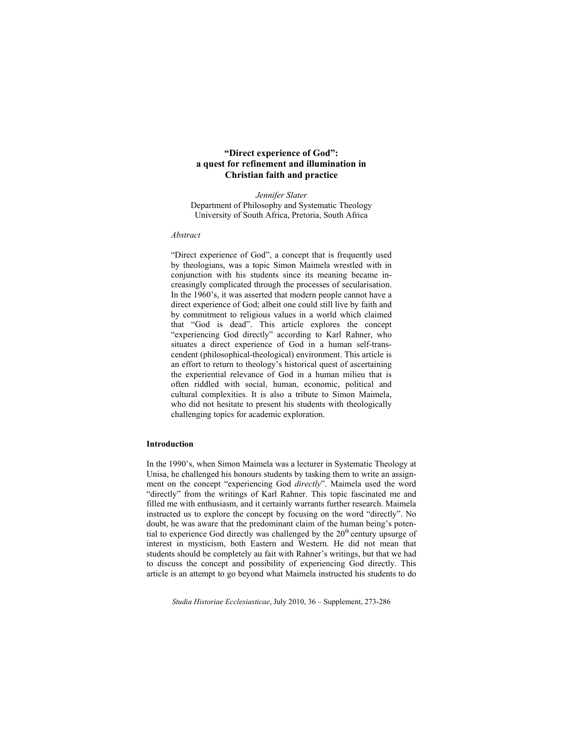# "Direct experience of God": a quest for refinement and illumination in Christian faith and practice

*Jennifer Slater*
Department of Philosophy and Systematic Theology
University of South Africa, Pretoria, South Africa

*Abstract*

"Direct experience of God", a concept that is frequently used by theologians, was a topic Simon Maimela wrestled with in conjunction with his students since its meaning became increasingly complicated through the processes of secularisation. In the 1960's, it was asserted that modern people cannot have a direct experience of God; albeit one could still live by faith and by commitment to religious values in a world which claimed that "God is dead". This article explores the concept "experiencing God directly" according to Karl Rahner, who situates a direct experience of God in a human self-transcendent (philosophical-theological) environment. This article is an effort to return to theology's historical quest of ascertaining the experiential relevance of God in a human milieu that is often riddled with social, human, economic, political and cultural complexities. It is also a tribute to Simon Maimela, who did not hesitate to present his students with theologically challenging topics for academic exploration.

## Introduction

In the 1990's, when Simon Maimela was a lecturer in Systematic Theology at Unisa, he challenged his honours students by tasking them to write an assignment on the concept "experiencing God *directly*". Maimela used the word "directly" from the writings of Karl Rahner. This topic fascinated me and filled me with enthusiasm, and it certainly warrants further research. Maimela instructed us to explore the concept by focusing on the word "directly". No doubt, he was aware that the predominant claim of the human being's potential to experience God directly was challenged by the 20th century upsurge of interest in mysticism, both Eastern and Western. He did not mean that students should be completely au fait with Rahner's writings, but that we had to discuss the concept and possibility of experiencing God directly. This article is an attempt to go beyond what Maimela instructed his students to do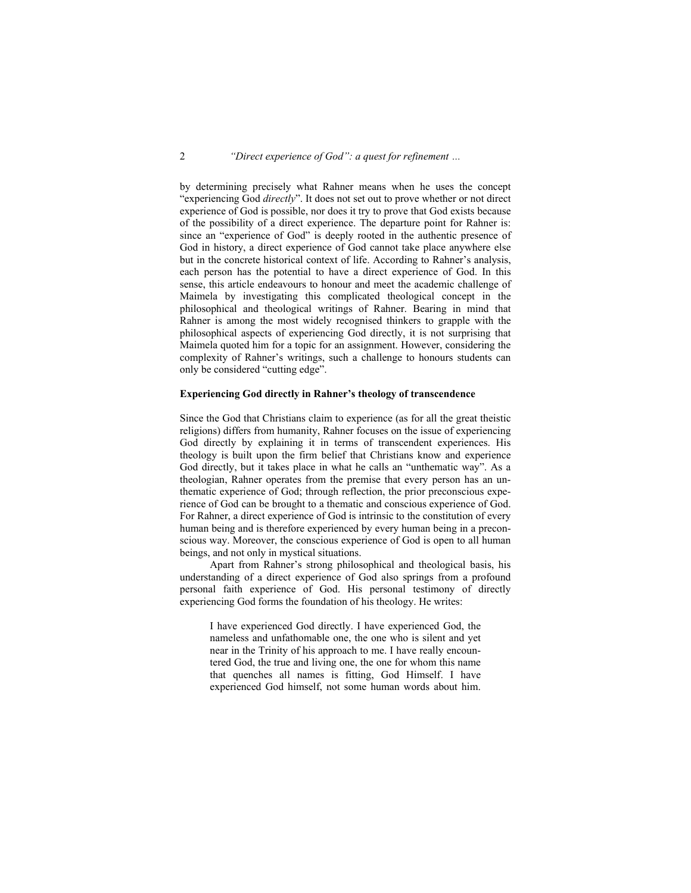by determining precisely what Rahner means when he uses the concept "experiencing God *directly*". It does not set out to prove whether or not direct experience of God is possible, nor does it try to prove that God exists because of the possibility of a direct experience. The departure point for Rahner is: since an "experience of God" is deeply rooted in the authentic presence of God in history, a direct experience of God cannot take place anywhere else but in the concrete historical context of life. According to Rahner's analysis, each person has the potential to have a direct experience of God. In this sense, this article endeavours to honour and meet the academic challenge of Maimela by investigating this complicated theological concept in the philosophical and theological writings of Rahner. Bearing in mind that Rahner is among the most widely recognised thinkers to grapple with the philosophical aspects of experiencing God directly, it is not surprising that Maimela quoted him for a topic for an assignment. However, considering the complexity of Rahner's writings, such a challenge to honours students can only be considered "cutting edge".

**Experiencing God directly in Rahner's theology of transcendence**

Since the God that Christians claim to experience (as for all the great theistic religions) differs from humanity, Rahner focuses on the issue of experiencing God directly by explaining it in terms of transcendent experiences. His theology is built upon the firm belief that Christians know and experience God directly, but it takes place in what he calls an "unthematic way". As a theologian, Rahner operates from the premise that every person has an unthematic experience of God; through reflection, the prior preconscious experience of God can be brought to a thematic and conscious experience of God. For Rahner, a direct experience of God is intrinsic to the constitution of every human being and is therefore experienced by every human being in a preconscious way. Moreover, the conscious experience of God is open to all human beings, and not only in mystical situations.

Apart from Rahner's strong philosophical and theological basis, his understanding of a direct experience of God also springs from a profound personal faith experience of God. His personal testimony of directly experiencing God forms the foundation of his theology. He writes:

> I have experienced God directly. I have experienced God, the nameless and unfathomable one, the one who is silent and yet near in the Trinity of his approach to me. I have really encountered God, the true and living one, the one for whom this name that quenches all names is fitting, God Himself. I have experienced God himself, not some human words about him.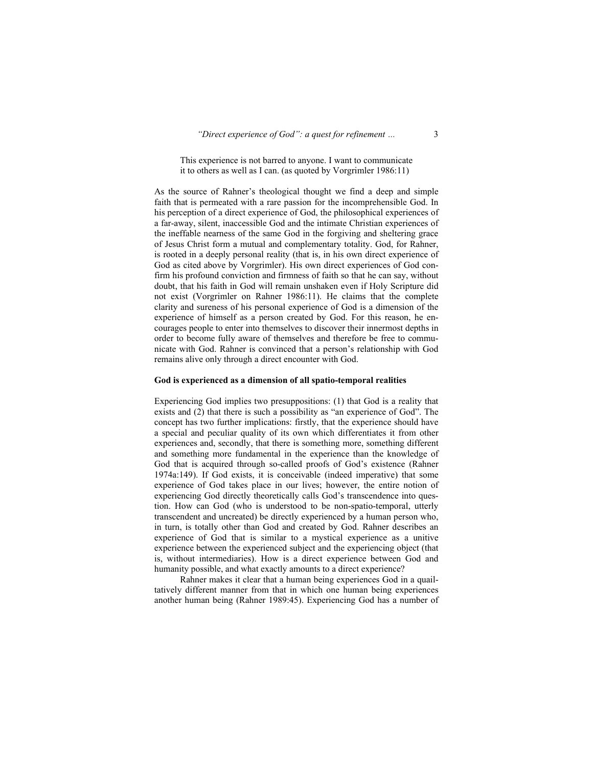> This experience is not barred to anyone. I want to communicate it to others as well as I can. (as quoted by Vorgrimler 1986:11)

As the source of Rahner's theological thought we find a deep and simple faith that is permeated with a rare passion for the incomprehensible God. In his perception of a direct experience of God, the philosophical experiences of a far-away, silent, inaccessible God and the intimate Christian experiences of the ineffable nearness of the same God in the forgiving and sheltering grace of Jesus Christ form a mutual and complementary totality. God, for Rahner, is rooted in a deeply personal reality (that is, in his own direct experience of God as cited above by Vorgrimler). His own direct experiences of God confirm his profound conviction and firmness of faith so that he can say, without doubt, that his faith in God will remain unshaken even if Holy Scripture did not exist (Vorgrimler on Rahner 1986:11). He claims that the complete clarity and sureness of his personal experience of God is a dimension of the experience of himself as a person created by God. For this reason, he encourages people to enter into themselves to discover their innermost depths in order to become fully aware of themselves and therefore be free to communicate with God. Rahner is convinced that a person's relationship with God remains alive only through a direct encounter with God.

### God is experienced as a dimension of all spatio-temporal realities

Experiencing God implies two presuppositions: (1) that God is a reality that exists and (2) that there is such a possibility as "an experience of God". The concept has two further implications: firstly, that the experience should have a special and peculiar quality of its own which differentiates it from other experiences and, secondly, that there is something more, something different and something more fundamental in the experience than the knowledge of God that is acquired through so-called proofs of God's existence (Rahner 1974a:149). If God exists, it is conceivable (indeed imperative) that some experience of God takes place in our lives; however, the entire notion of experiencing God directly theoretically calls God's transcendence into question. How can God (who is understood to be non-spatio-temporal, utterly transcendent and uncreated) be directly experienced by a human person who, in turn, is totally other than God and created by God. Rahner describes an experience of God that is similar to a mystical experience as a unitive experience between the experienced subject and the experiencing object (that is, without intermediaries). How is a direct experience between God and humanity possible, and what exactly amounts to a direct experience?

Rahner makes it clear that a human being experiences God in a quailtatively different manner from that in which one human being experiences another human being (Rahner 1989:45). Experiencing God has a number of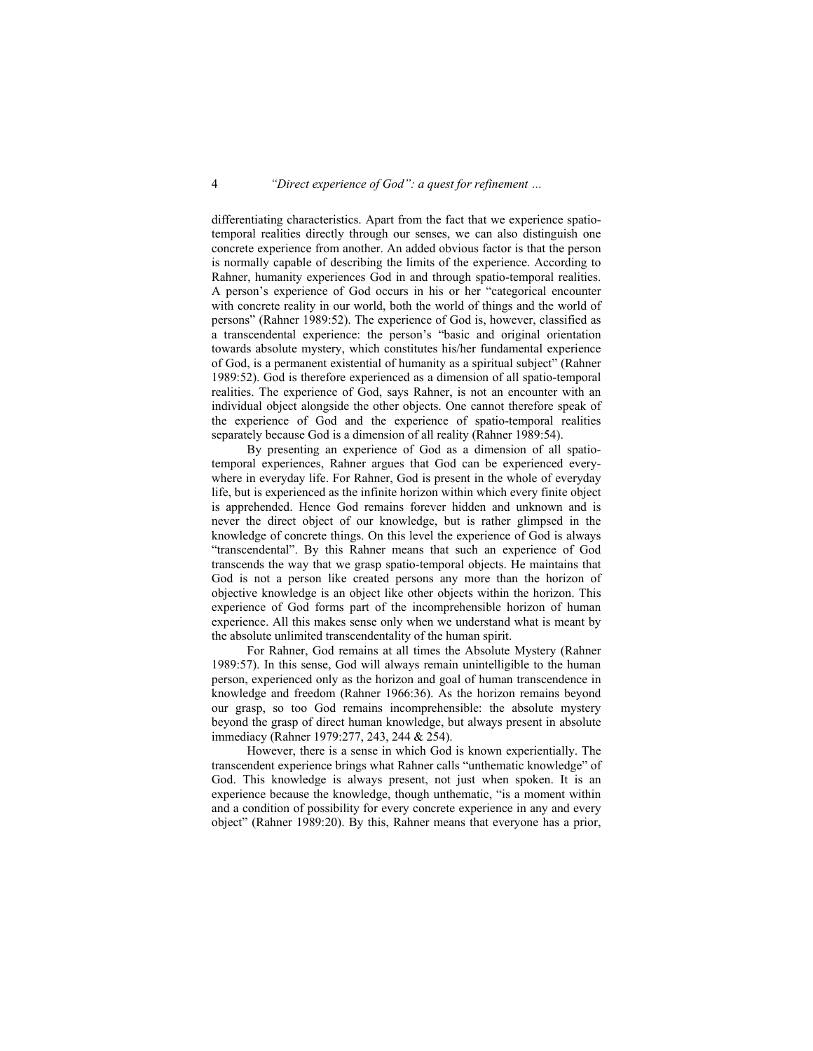differentiating characteristics. Apart from the fact that we experience spatio-temporal realities directly through our senses, we can also distinguish one concrete experience from another. An added obvious factor is that the person is normally capable of describing the limits of the experience. According to Rahner, humanity experiences God in and through spatio-temporal realities. A person's experience of God occurs in his or her "categorical encounter with concrete reality in our world, both the world of things and the world of persons" (Rahner 1989:52). The experience of God is, however, classified as a transcendental experience: the person's "basic and original orientation towards absolute mystery, which constitutes his/her fundamental experience of God, is a permanent existential of humanity as a spiritual subject" (Rahner 1989:52). God is therefore experienced as a dimension of all spatio-temporal realities. The experience of God, says Rahner, is not an encounter with an individual object alongside the other objects. One cannot therefore speak of the experience of God and the experience of spatio-temporal realities separately because God is a dimension of all reality (Rahner 1989:54).

By presenting an experience of God as a dimension of all spatio-temporal experiences, Rahner argues that God can be experienced everywhere in everyday life. For Rahner, God is present in the whole of everyday life, but is experienced as the infinite horizon within which every finite object is apprehended. Hence God remains forever hidden and unknown and is never the direct object of our knowledge, but is rather glimpsed in the knowledge of concrete things. On this level the experience of God is always "transcendental". By this Rahner means that such an experience of God transcends the way that we grasp spatio-temporal objects. He maintains that God is not a person like created persons any more than the horizon of objective knowledge is an object like other objects within the horizon. This experience of God forms part of the incomprehensible horizon of human experience. All this makes sense only when we understand what is meant by the absolute unlimited transcendentality of the human spirit.

For Rahner, God remains at all times the Absolute Mystery (Rahner 1989:57). In this sense, God will always remain unintelligible to the human person, experienced only as the horizon and goal of human transcendence in knowledge and freedom (Rahner 1966:36). As the horizon remains beyond our grasp, so too God remains incomprehensible: the absolute mystery beyond the grasp of direct human knowledge, but always present in absolute immediacy (Rahner 1979:277, 243, 244 & 254).

However, there is a sense in which God is known experientially. The transcendent experience brings what Rahner calls "unthematic knowledge" of God. This knowledge is always present, not just when spoken. It is an experience because the knowledge, though unthematic, "is a moment within and a condition of possibility for every concrete experience in any and every object" (Rahner 1989:20). By this, Rahner means that everyone has a prior,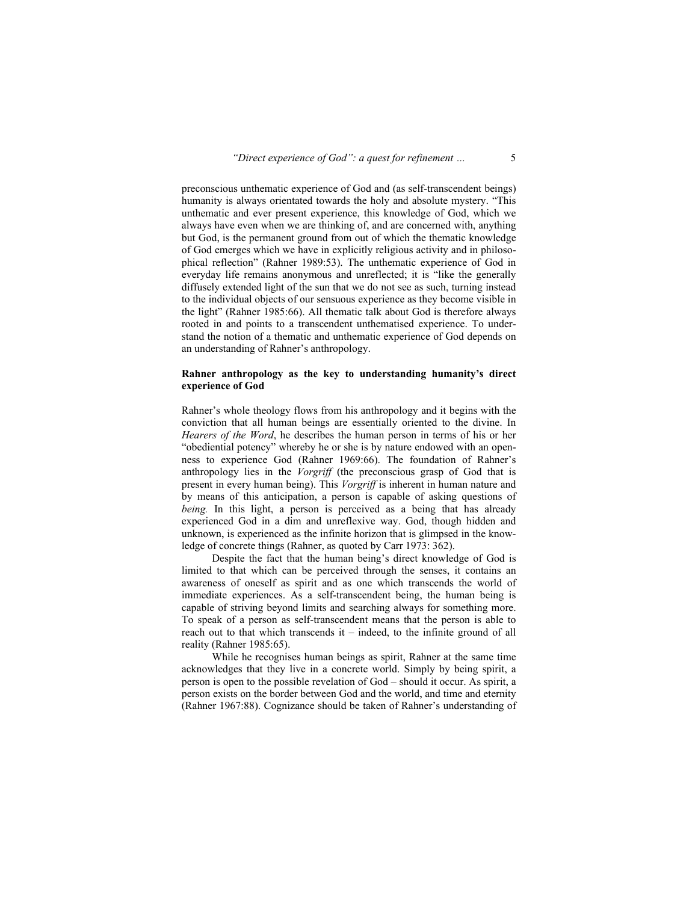preconscious unthematic experience of God and (as self-transcendent beings) humanity is always orientated towards the holy and absolute mystery. "This unthematic and ever present experience, this knowledge of God, which we always have even when we are thinking of, and are concerned with, anything but God, is the permanent ground from out of which the thematic knowledge of God emerges which we have in explicitly religious activity and in philosophical reflection" (Rahner 1989:53). The unthematic experience of God in everyday life remains anonymous and unreflected; it is "like the generally diffusely extended light of the sun that we do not see as such, turning instead to the individual objects of our sensuous experience as they become visible in the light" (Rahner 1985:66). All thematic talk about God is therefore always rooted in and points to a transcendent unthematised experience. To understand the notion of a thematic and unthematic experience of God depends on an understanding of Rahner's anthropology.

## Rahner anthropology as the key to understanding humanity's direct experience of God

Rahner's whole theology flows from his anthropology and it begins with the conviction that all human beings are essentially oriented to the divine. In *Hearers of the Word*, he describes the human person in terms of his or her "obediential potency" whereby he or she is by nature endowed with an openness to experience God (Rahner 1969:66). The foundation of Rahner's anthropology lies in the *Vorgriff* (the preconscious grasp of God that is present in every human being). This *Vorgriff* is inherent in human nature and by means of this anticipation, a person is capable of asking questions of *being.* In this light, a person is perceived as a being that has already experienced God in a dim and unreflexive way. God, though hidden and unknown, is experienced as the infinite horizon that is glimpsed in the knowledge of concrete things (Rahner, as quoted by Carr 1973: 362).

Despite the fact that the human being's direct knowledge of God is limited to that which can be perceived through the senses, it contains an awareness of oneself as spirit and as one which transcends the world of immediate experiences. As a self-transcendent being, the human being is capable of striving beyond limits and searching always for something more. To speak of a person as self-transcendent means that the person is able to reach out to that which transcends it – indeed, to the infinite ground of all reality (Rahner 1985:65).

While he recognises human beings as spirit, Rahner at the same time acknowledges that they live in a concrete world. Simply by being spirit, a person is open to the possible revelation of God – should it occur. As spirit, a person exists on the border between God and the world, and time and eternity (Rahner 1967:88). Cognizance should be taken of Rahner's understanding of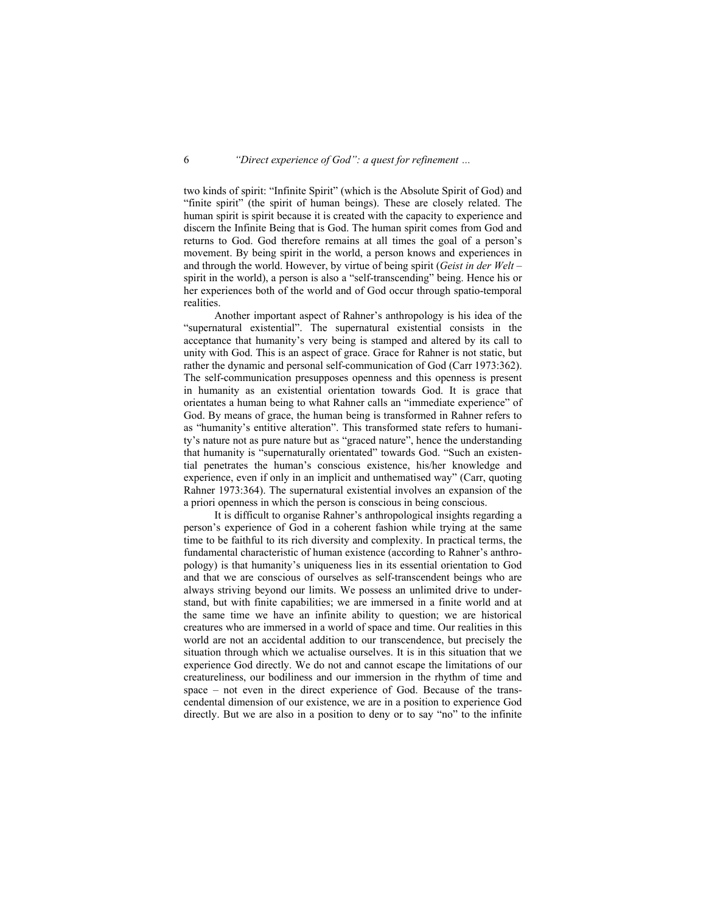two kinds of spirit: "Infinite Spirit" (which is the Absolute Spirit of God) and "finite spirit" (the spirit of human beings). These are closely related. The human spirit is spirit because it is created with the capacity to experience and discern the Infinite Being that is God. The human spirit comes from God and returns to God. God therefore remains at all times the goal of a person's movement. By being spirit in the world, a person knows and experiences in and through the world. However, by virtue of being spirit (*Geist in der Welt* – spirit in the world), a person is also a "self-transcending" being. Hence his or her experiences both of the world and of God occur through spatio-temporal realities.

Another important aspect of Rahner's anthropology is his idea of the "supernatural existential". The supernatural existential consists in the acceptance that humanity's very being is stamped and altered by its call to unity with God. This is an aspect of grace. Grace for Rahner is not static, but rather the dynamic and personal self-communication of God (Carr 1973:362). The self-communication presupposes openness and this openness is present in humanity as an existential orientation towards God. It is grace that orientates a human being to what Rahner calls an "immediate experience" of God. By means of grace, the human being is transformed in Rahner refers to as "humanity's entitive alteration". This transformed state refers to humanity's nature not as pure nature but as "graced nature", hence the understanding that humanity is "supernaturally orientated" towards God. "Such an existential penetrates the human's conscious existence, his/her knowledge and experience, even if only in an implicit and unthematised way" (Carr, quoting Rahner 1973:364). The supernatural existential involves an expansion of the a priori openness in which the person is conscious in being conscious.

It is difficult to organise Rahner's anthropological insights regarding a person's experience of God in a coherent fashion while trying at the same time to be faithful to its rich diversity and complexity. In practical terms, the fundamental characteristic of human existence (according to Rahner's anthropology) is that humanity's uniqueness lies in its essential orientation to God and that we are conscious of ourselves as self-transcendent beings who are always striving beyond our limits. We possess an unlimited drive to understand, but with finite capabilities; we are immersed in a finite world and at the same time we have an infinite ability to question; we are historical creatures who are immersed in a world of space and time. Our realities in this world are not an accidental addition to our transcendence, but precisely the situation through which we actualise ourselves. It is in this situation that we experience God directly. We do not and cannot escape the limitations of our creatureliness, our bodiliness and our immersion in the rhythm of time and space – not even in the direct experience of God. Because of the transcendental dimension of our existence, we are in a position to experience God directly. But we are also in a position to deny or to say "no" to the infinite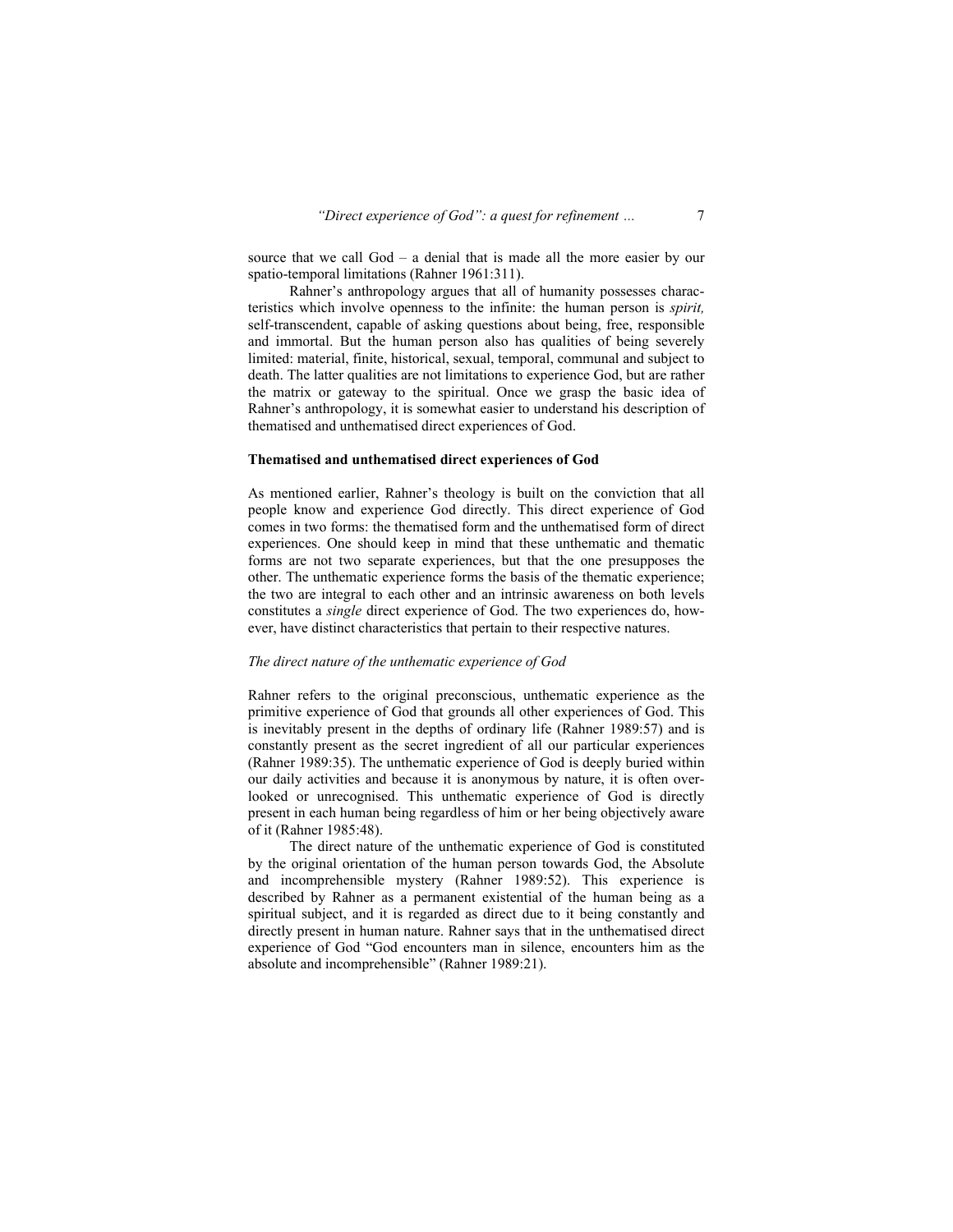source that we call God – a denial that is made all the more easier by our spatio-temporal limitations (Rahner 1961:311).

Rahner's anthropology argues that all of humanity possesses characteristics which involve openness to the infinite: the human person is *spirit,* self-transcendent, capable of asking questions about being, free, responsible and immortal. But the human person also has qualities of being severely limited: material, finite, historical, sexual, temporal, communal and subject to death. The latter qualities are not limitations to experience God, but are rather the matrix or gateway to the spiritual. Once we grasp the basic idea of Rahner's anthropology, it is somewhat easier to understand his description of thematised and unthematised direct experiences of God.

**Thematised and unthematised direct experiences of God**

As mentioned earlier, Rahner's theology is built on the conviction that all people know and experience God directly. This direct experience of God comes in two forms: the thematised form and the unthematised form of direct experiences. One should keep in mind that these unthematic and thematic forms are not two separate experiences, but that the one presupposes the other. The unthematic experience forms the basis of the thematic experience; the two are integral to each other and an intrinsic awareness on both levels constitutes a *single* direct experience of God. The two experiences do, however, have distinct characteristics that pertain to their respective natures.

*The direct nature of the unthematic experience of God*

Rahner refers to the original preconscious, unthematic experience as the primitive experience of God that grounds all other experiences of God. This is inevitably present in the depths of ordinary life (Rahner 1989:57) and is constantly present as the secret ingredient of all our particular experiences (Rahner 1989:35). The unthematic experience of God is deeply buried within our daily activities and because it is anonymous by nature, it is often overlooked or unrecognised. This unthematic experience of God is directly present in each human being regardless of him or her being objectively aware of it (Rahner 1985:48).

The direct nature of the unthematic experience of God is constituted by the original orientation of the human person towards God, the Absolute and incomprehensible mystery (Rahner 1989:52). This experience is described by Rahner as a permanent existential of the human being as a spiritual subject, and it is regarded as direct due to it being constantly and directly present in human nature. Rahner says that in the unthematised direct experience of God "God encounters man in silence, encounters him as the absolute and incomprehensible" (Rahner 1989:21).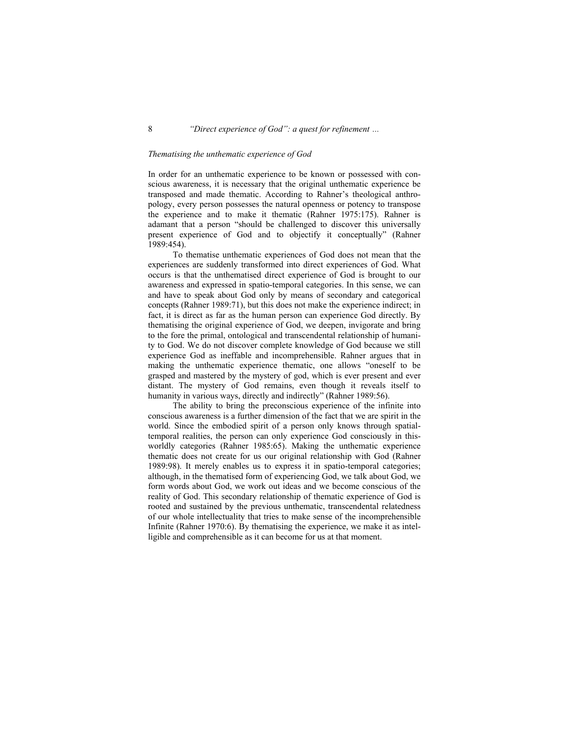*Thematising the unthematic experience of God*

In order for an unthematic experience to be known or possessed with conscious awareness, it is necessary that the original unthematic experience be transposed and made thematic. According to Rahner's theological anthropology, every person possesses the natural openness or potency to transpose the experience and to make it thematic (Rahner 1975:175). Rahner is adamant that a person "should be challenged to discover this universally present experience of God and to objectify it conceptually" (Rahner 1989:454).

To thematise unthematic experiences of God does not mean that the experiences are suddenly transformed into direct experiences of God. What occurs is that the unthematised direct experience of God is brought to our awareness and expressed in spatio-temporal categories. In this sense, we can and have to speak about God only by means of secondary and categorical concepts (Rahner 1989:71), but this does not make the experience indirect; in fact, it is direct as far as the human person can experience God directly. By thematising the original experience of God, we deepen, invigorate and bring to the fore the primal, ontological and transcendental relationship of humanity to God. We do not discover complete knowledge of God because we still experience God as ineffable and incomprehensible. Rahner argues that in making the unthematic experience thematic, one allows "oneself to be grasped and mastered by the mystery of god, which is ever present and ever distant. The mystery of God remains, even though it reveals itself to humanity in various ways, directly and indirectly" (Rahner 1989:56).

The ability to bring the preconscious experience of the infinite into conscious awareness is a further dimension of the fact that we are spirit in the world. Since the embodied spirit of a person only knows through spatial-temporal realities, the person can only experience God consciously in this-worldly categories (Rahner 1985:65). Making the unthematic experience thematic does not create for us our original relationship with God (Rahner 1989:98). It merely enables us to express it in spatio-temporal categories; although, in the thematised form of experiencing God, we talk about God, we form words about God, we work out ideas and we become conscious of the reality of God. This secondary relationship of thematic experience of God is rooted and sustained by the previous unthematic, transcendental relatedness of our whole intellectuality that tries to make sense of the incomprehensible Infinite (Rahner 1970:6). By thematising the experience, we make it as intelligible and comprehensible as it can become for us at that moment.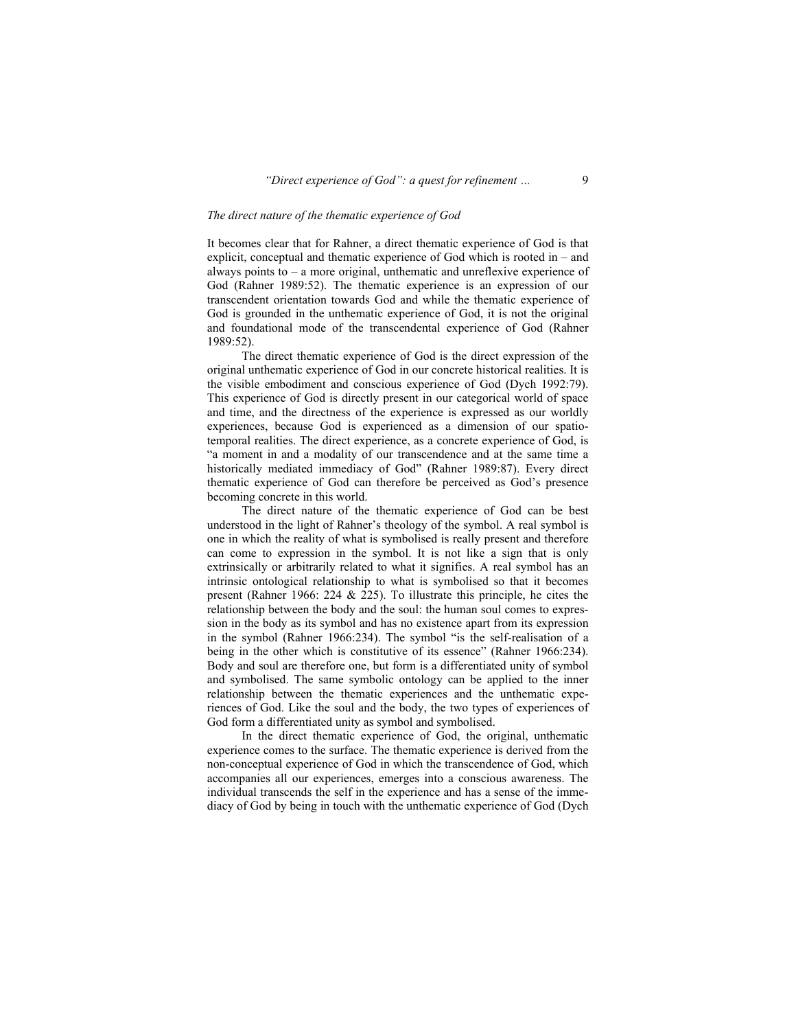*The direct nature of the thematic experience of God*

It becomes clear that for Rahner, a direct thematic experience of God is that explicit, conceptual and thematic experience of God which is rooted in – and always points to – a more original, unthematic and unreflexive experience of God (Rahner 1989:52). The thematic experience is an expression of our transcendent orientation towards God and while the thematic experience of God is grounded in the unthematic experience of God, it is not the original and foundational mode of the transcendental experience of God (Rahner 1989:52).

The direct thematic experience of God is the direct expression of the original unthematic experience of God in our concrete historical realities. It is the visible embodiment and conscious experience of God (Dych 1992:79). This experience of God is directly present in our categorical world of space and time, and the directness of the experience is expressed as our worldly experiences, because God is experienced as a dimension of our spatio-temporal realities. The direct experience, as a concrete experience of God, is "a moment in and a modality of our transcendence and at the same time a historically mediated immediacy of God" (Rahner 1989:87). Every direct thematic experience of God can therefore be perceived as God's presence becoming concrete in this world.

The direct nature of the thematic experience of God can be best understood in the light of Rahner's theology of the symbol. A real symbol is one in which the reality of what is symbolised is really present and therefore can come to expression in the symbol. It is not like a sign that is only extrinsically or arbitrarily related to what it signifies. A real symbol has an intrinsic ontological relationship to what is symbolised so that it becomes present (Rahner 1966: 224 & 225). To illustrate this principle, he cites the relationship between the body and the soul: the human soul comes to expression in the body as its symbol and has no existence apart from its expression in the symbol (Rahner 1966:234). The symbol "is the self-realisation of a being in the other which is constitutive of its essence" (Rahner 1966:234). Body and soul are therefore one, but form is a differentiated unity of symbol and symbolised. The same symbolic ontology can be applied to the inner relationship between the thematic experiences and the unthematic experiences of God. Like the soul and the body, the two types of experiences of God form a differentiated unity as symbol and symbolised.

In the direct thematic experience of God, the original, unthematic experience comes to the surface. The thematic experience is derived from the non-conceptual experience of God in which the transcendence of God, which accompanies all our experiences, emerges into a conscious awareness. The individual transcends the self in the experience and has a sense of the immediacy of God by being in touch with the unthematic experience of God (Dych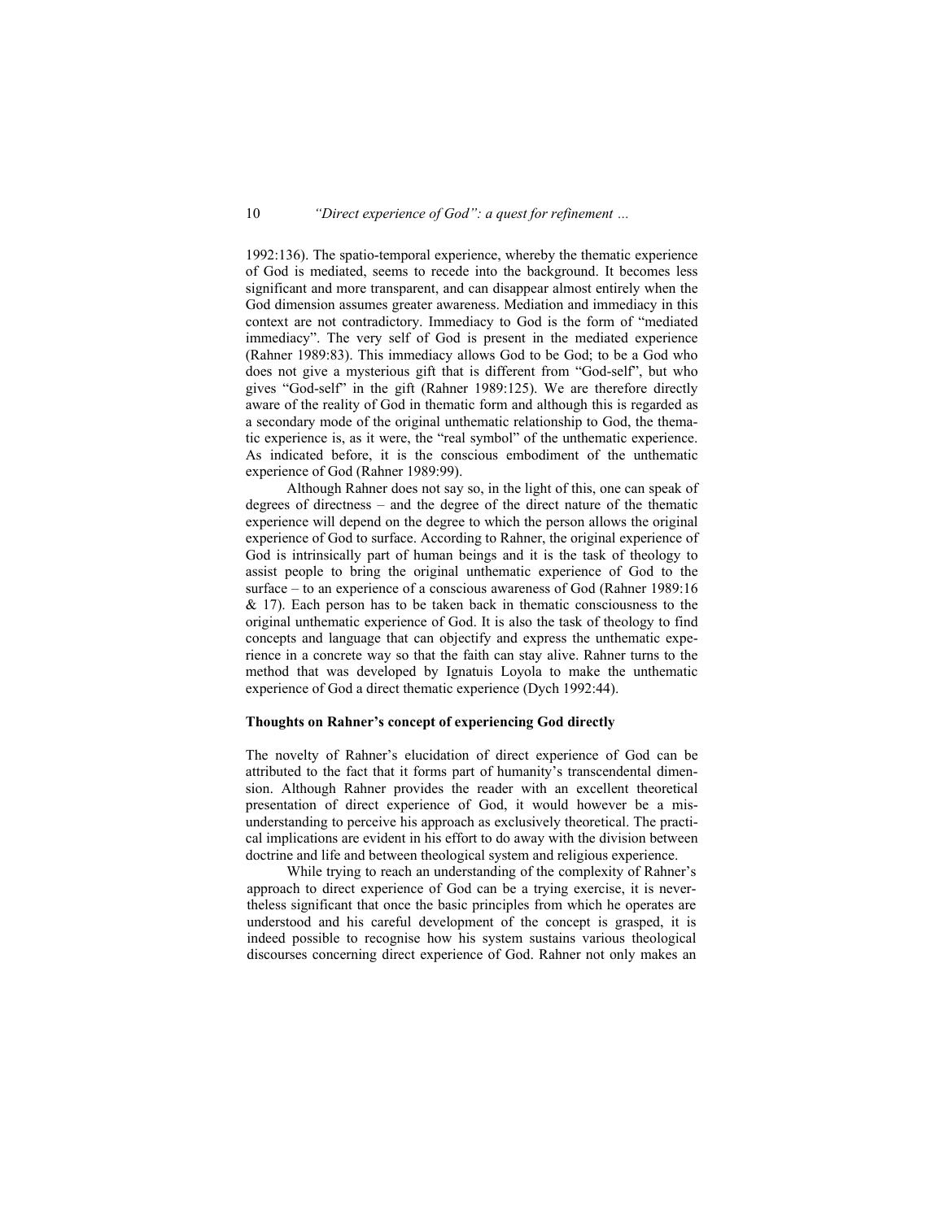1992:136). The spatio-temporal experience, whereby the thematic experience of God is mediated, seems to recede into the background. It becomes less significant and more transparent, and can disappear almost entirely when the God dimension assumes greater awareness. Mediation and immediacy in this context are not contradictory. Immediacy to God is the form of "mediated immediacy". The very self of God is present in the mediated experience (Rahner 1989:83). This immediacy allows God to be God; to be a God who does not give a mysterious gift that is different from "God-self", but who gives "God-self" in the gift (Rahner 1989:125). We are therefore directly aware of the reality of God in thematic form and although this is regarded as a secondary mode of the original unthematic relationship to God, the thematic experience is, as it were, the "real symbol" of the unthematic experience. As indicated before, it is the conscious embodiment of the unthematic experience of God (Rahner 1989:99).

Although Rahner does not say so, in the light of this, one can speak of degrees of directness – and the degree of the direct nature of the thematic experience will depend on the degree to which the person allows the original experience of God to surface. According to Rahner, the original experience of God is intrinsically part of human beings and it is the task of theology to assist people to bring the original unthematic experience of God to the surface – to an experience of a conscious awareness of God (Rahner 1989:16 & 17). Each person has to be taken back in thematic consciousness to the original unthematic experience of God. It is also the task of theology to find concepts and language that can objectify and express the unthematic experience in a concrete way so that the faith can stay alive. Rahner turns to the method that was developed by Ignatuis Loyola to make the unthematic experience of God a direct thematic experience (Dych 1992:44).

**Thoughts on Rahner's concept of experiencing God directly**

The novelty of Rahner's elucidation of direct experience of God can be attributed to the fact that it forms part of humanity's transcendental dimension. Although Rahner provides the reader with an excellent theoretical presentation of direct experience of God, it would however be a misunderstanding to perceive his approach as exclusively theoretical. The practical implications are evident in his effort to do away with the division between doctrine and life and between theological system and religious experience.

While trying to reach an understanding of the complexity of Rahner's approach to direct experience of God can be a trying exercise, it is nevertheless significant that once the basic principles from which he operates are understood and his careful development of the concept is grasped, it is indeed possible to recognise how his system sustains various theological discourses concerning direct experience of God. Rahner not only makes an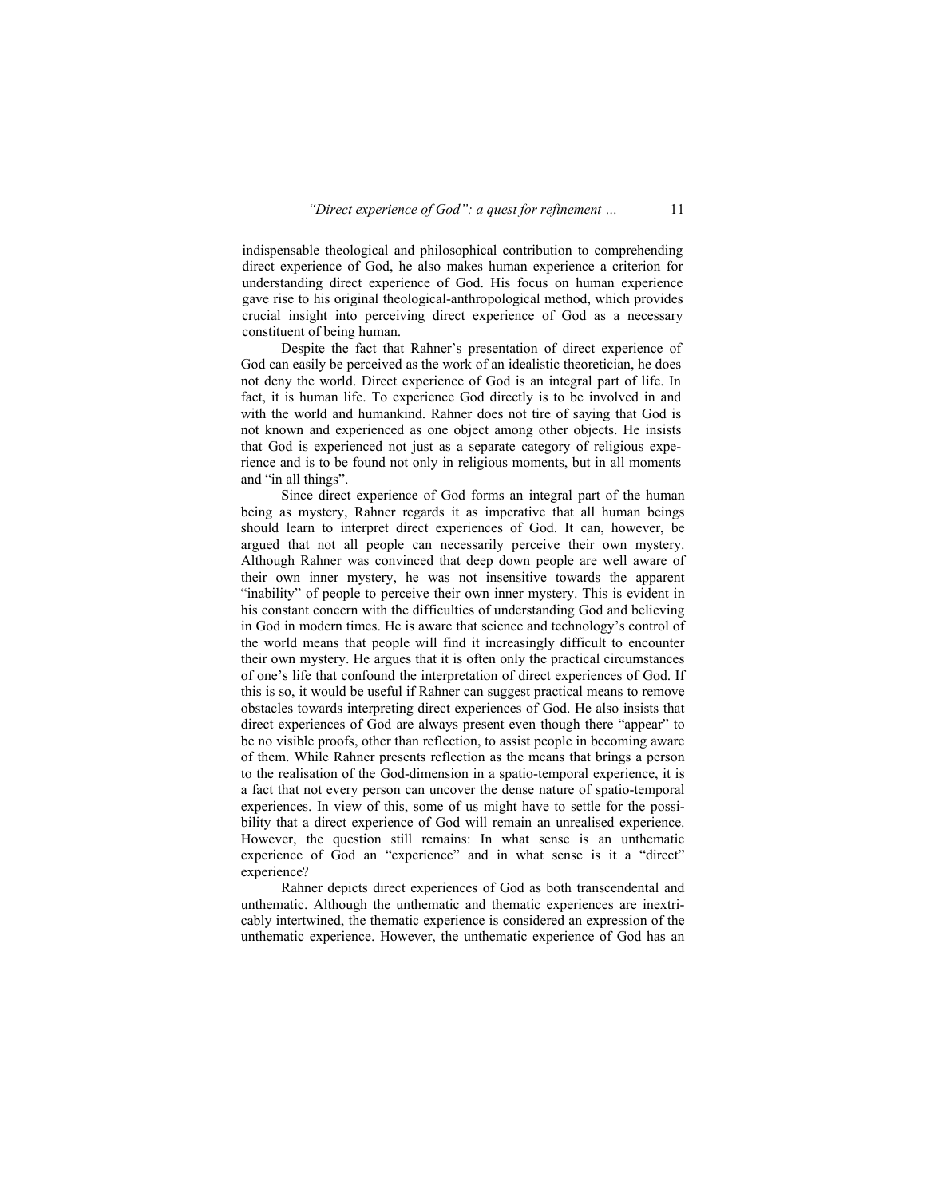indispensable theological and philosophical contribution to comprehending direct experience of God, he also makes human experience a criterion for understanding direct experience of God. His focus on human experience gave rise to his original theological-anthropological method, which provides crucial insight into perceiving direct experience of God as a necessary constituent of being human.

Despite the fact that Rahner's presentation of direct experience of God can easily be perceived as the work of an idealistic theoretician, he does not deny the world. Direct experience of God is an integral part of life. In fact, it is human life. To experience God directly is to be involved in and with the world and humankind. Rahner does not tire of saying that God is not known and experienced as one object among other objects. He insists that God is experienced not just as a separate category of religious experience and is to be found not only in religious moments, but in all moments and "in all things".

Since direct experience of God forms an integral part of the human being as mystery, Rahner regards it as imperative that all human beings should learn to interpret direct experiences of God. It can, however, be argued that not all people can necessarily perceive their own mystery. Although Rahner was convinced that deep down people are well aware of their own inner mystery, he was not insensitive towards the apparent "inability" of people to perceive their own inner mystery. This is evident in his constant concern with the difficulties of understanding God and believing in God in modern times. He is aware that science and technology's control of the world means that people will find it increasingly difficult to encounter their own mystery. He argues that it is often only the practical circumstances of one's life that confound the interpretation of direct experiences of God. If this is so, it would be useful if Rahner can suggest practical means to remove obstacles towards interpreting direct experiences of God. He also insists that direct experiences of God are always present even though there "appear" to be no visible proofs, other than reflection, to assist people in becoming aware of them. While Rahner presents reflection as the means that brings a person to the realisation of the God-dimension in a spatio-temporal experience, it is a fact that not every person can uncover the dense nature of spatio-temporal experiences. In view of this, some of us might have to settle for the possibility that a direct experience of God will remain an unrealised experience. However, the question still remains: In what sense is an unthematic experience of God an "experience" and in what sense is it a "direct" experience?

Rahner depicts direct experiences of God as both transcendental and unthematic. Although the unthematic and thematic experiences are inextricably intertwined, the thematic experience is considered an expression of the unthematic experience. However, the unthematic experience of God has an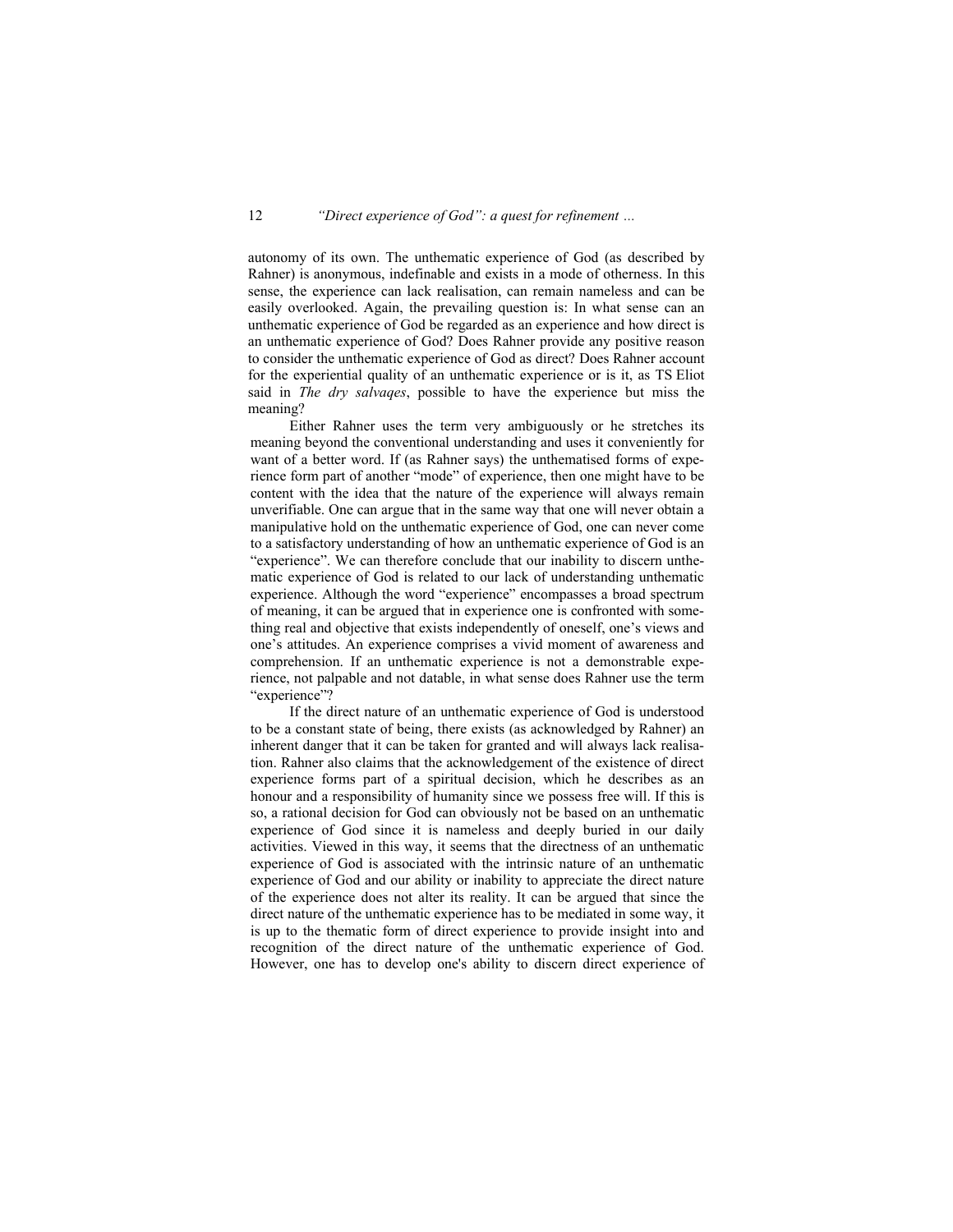autonomy of its own. The unthematic experience of God (as described by Rahner) is anonymous, indefinable and exists in a mode of otherness. In this sense, the experience can lack realisation, can remain nameless and can be easily overlooked. Again, the prevailing question is: In what sense can an unthematic experience of God be regarded as an experience and how direct is an unthematic experience of God? Does Rahner provide any positive reason to consider the unthematic experience of God as direct? Does Rahner account for the experiential quality of an unthematic experience or is it, as TS Eliot said in *The dry salvaqes*, possible to have the experience but miss the meaning?

Either Rahner uses the term very ambiguously or he stretches its meaning beyond the conventional understanding and uses it conveniently for want of a better word. If (as Rahner says) the unthematised forms of experience form part of another "mode" of experience, then one might have to be content with the idea that the nature of the experience will always remain unverifiable. One can argue that in the same way that one will never obtain a manipulative hold on the unthematic experience of God, one can never come to a satisfactory understanding of how an unthematic experience of God is an "experience". We can therefore conclude that our inability to discern unthematic experience of God is related to our lack of understanding unthematic experience. Although the word "experience" encompasses a broad spectrum of meaning, it can be argued that in experience one is confronted with something real and objective that exists independently of oneself, one's views and one's attitudes. An experience comprises a vivid moment of awareness and comprehension. If an unthematic experience is not a demonstrable experience, not palpable and not datable, in what sense does Rahner use the term "experience"?

If the direct nature of an unthematic experience of God is understood to be a constant state of being, there exists (as acknowledged by Rahner) an inherent danger that it can be taken for granted and will always lack realisation. Rahner also claims that the acknowledgement of the existence of direct experience forms part of a spiritual decision, which he describes as an honour and a responsibility of humanity since we possess free will. If this is so, a rational decision for God can obviously not be based on an unthematic experience of God since it is nameless and deeply buried in our daily activities. Viewed in this way, it seems that the directness of an unthematic experience of God is associated with the intrinsic nature of an unthematic experience of God and our ability or inability to appreciate the direct nature of the experience does not alter its reality. It can be argued that since the direct nature of the unthematic experience has to be mediated in some way, it is up to the thematic form of direct experience to provide insight into and recognition of the direct nature of the unthematic experience of God. However, one has to develop one's ability to discern direct experience of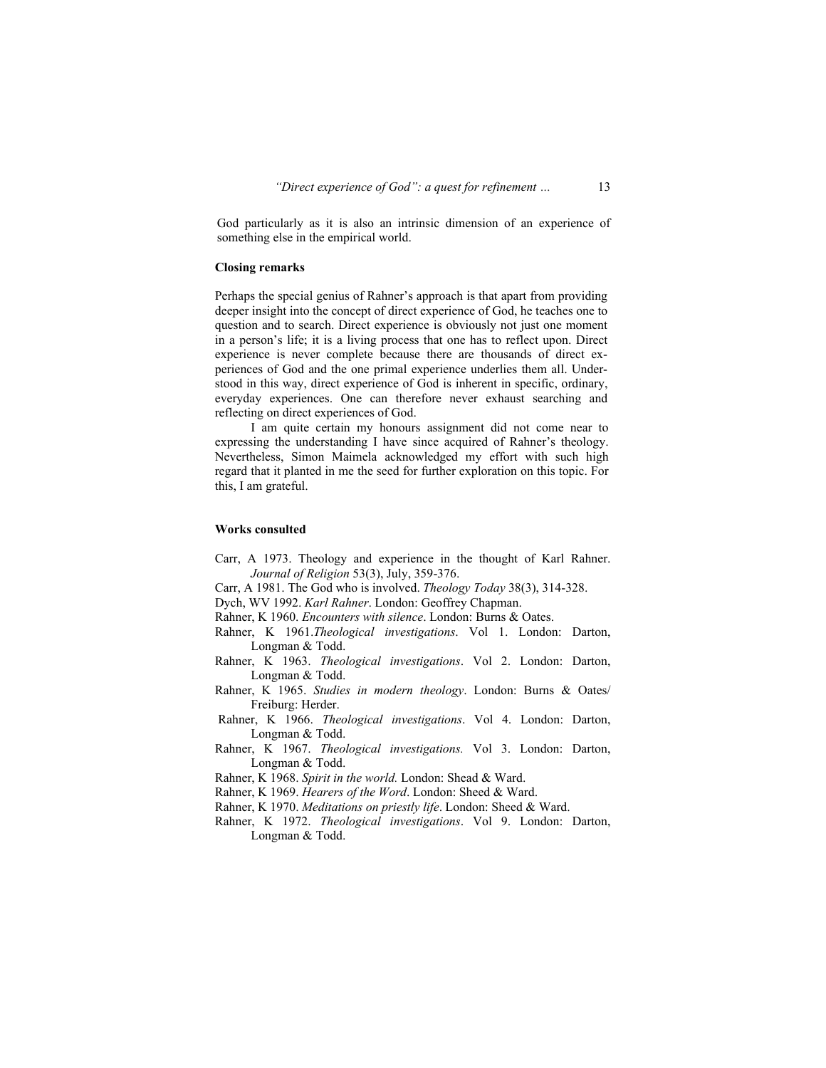God particularly as it is also an intrinsic dimension of an experience of something else in the empirical world.

## Closing remarks

Perhaps the special genius of Rahner's approach is that apart from providing deeper insight into the concept of direct experience of God, he teaches one to question and to search. Direct experience is obviously not just one moment in a person's life; it is a living process that one has to reflect upon. Direct experience is never complete because there are thousands of direct experiences of God and the one primal experience underlies them all. Understood in this way, direct experience of God is inherent in specific, ordinary, everyday experiences. One can therefore never exhaust searching and reflecting on direct experiences of God.

I am quite certain my honours assignment did not come near to expressing the understanding I have since acquired of Rahner's theology. Nevertheless, Simon Maimela acknowledged my effort with such high regard that it planted in me the seed for further exploration on this topic. For this, I am grateful.

## Works consulted

Carr, A 1973. Theology and experience in the thought of Karl Rahner. *Journal of Religion* 53(3), July, 359-376.

Carr, A 1981. The God who is involved. *Theology Today* 38(3), 314-328.

Dych, WV 1992. *Karl Rahner*. London: Geoffrey Chapman.

Rahner, K 1960. *Encounters with silence*. London: Burns & Oates.

Rahner, K 1961.*Theological investigations*. Vol 1. London: Darton, Longman & Todd.

Rahner, K 1963. *Theological investigations*. Vol 2. London: Darton, Longman & Todd.

Rahner, K 1965. *Studies in modern theology*. London: Burns & Oates/ Freiburg: Herder.

Rahner, K 1966. *Theological investigations*. Vol 4. London: Darton, Longman & Todd.

Rahner, K 1967. *Theological investigations.* Vol 3. London: Darton, Longman & Todd.

Rahner, K 1968. *Spirit in the world.* London: Shead & Ward.

Rahner, K 1969. *Hearers of the Word*. London: Sheed & Ward.

Rahner, K 1970. *Meditations on priestly life*. London: Sheed & Ward.

Rahner, K 1972. *Theological investigations*. Vol 9. London: Darton, Longman & Todd.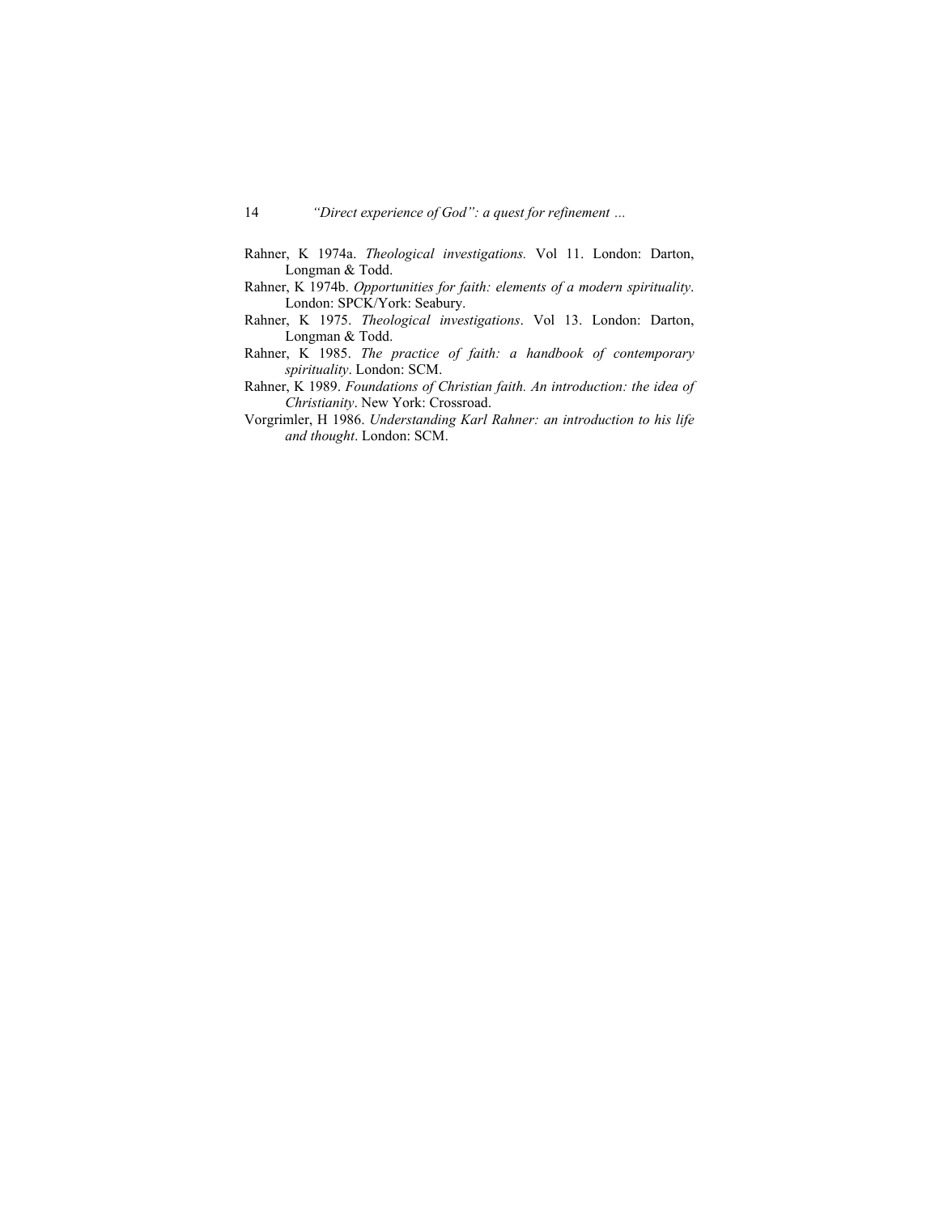Rahner, K 1974a. *Theological investigations.* Vol 11. London: Darton, Longman & Todd.

Rahner, K 1974b. *Opportunities for faith: elements of a modern spirituality*. London: SPCK/York: Seabury.

Rahner, K 1975. *Theological investigations*. Vol 13. London: Darton, Longman & Todd.

Rahner, K 1985. *The practice of faith: a handbook of contemporary spirituality*. London: SCM.

Rahner, K 1989. *Foundations of Christian faith. An introduction: the idea of Christianity*. New York: Crossroad.

Vorgrimler, H 1986. *Understanding Karl Rahner: an introduction to his life and thought*. London: SCM.